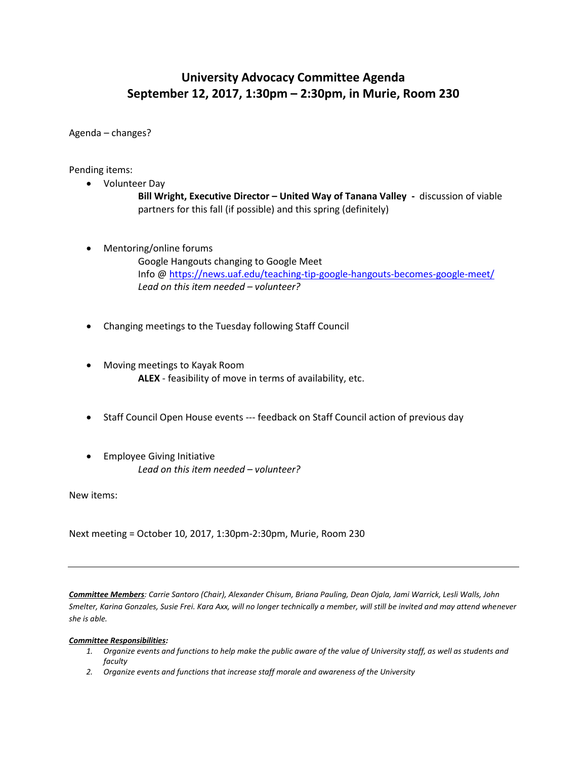# University Advocacy Committee Agenda
# September 12, 2017, 1:30pm – 2:30pm, in Murie, Room 230

Agenda – changes?

Pending items:

- Volunteer Day

  **Bill Wright, Executive Director – United Way of Tanana Valley -** discussion of viable partners for this fall (if possible) and this spring (definitely)

- Mentoring/online forums

  Google Hangouts changing to Google Meet
  Info @ https://news.uaf.edu/teaching-tip-google-hangouts-becomes-google-meet/
  *Lead on this item needed – volunteer?*

- Changing meetings to the Tuesday following Staff Council

- Moving meetings to Kayak Room

  **ALEX** - feasibility of move in terms of availability, etc.

- Staff Council Open House events --- feedback on Staff Council action of previous day

- Employee Giving Initiative

  *Lead on this item needed – volunteer?*

New items:

Next meeting = October 10, 2017, 1:30pm-2:30pm, Murie, Room 230

---

***Committee Members**: Carrie Santoro (Chair), Alexander Chisum, Briana Pauling, Dean Ojala, Jami Warrick, Lesli Walls, John Smelter, Karina Gonzales, Susie Frei. Kara Axx, will no longer technically a member, will still be invited and may attend whenever she is able.*

***Committee Responsibilities:***

1. *Organize events and functions to help make the public aware of the value of University staff, as well as students and faculty*
2. *Organize events and functions that increase staff morale and awareness of the University*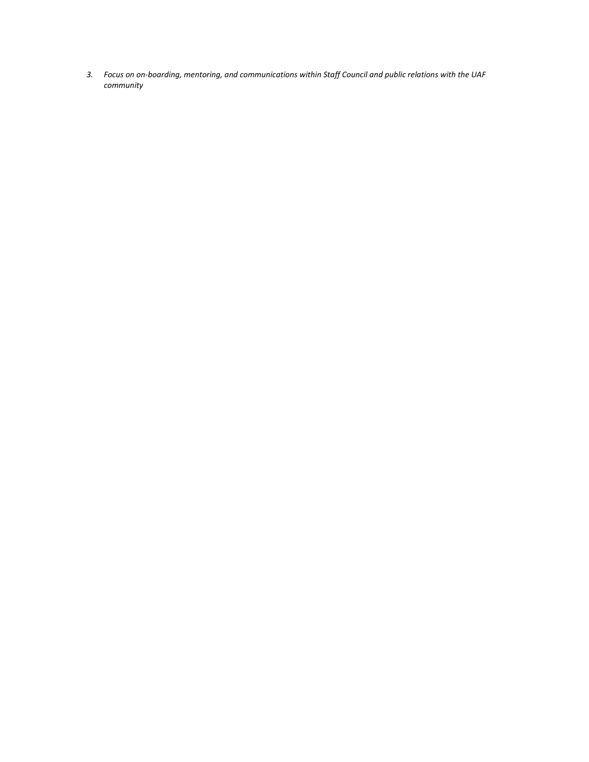3. *Focus on on-boarding, mentoring, and communications within Staff Council and public relations with the UAF community*